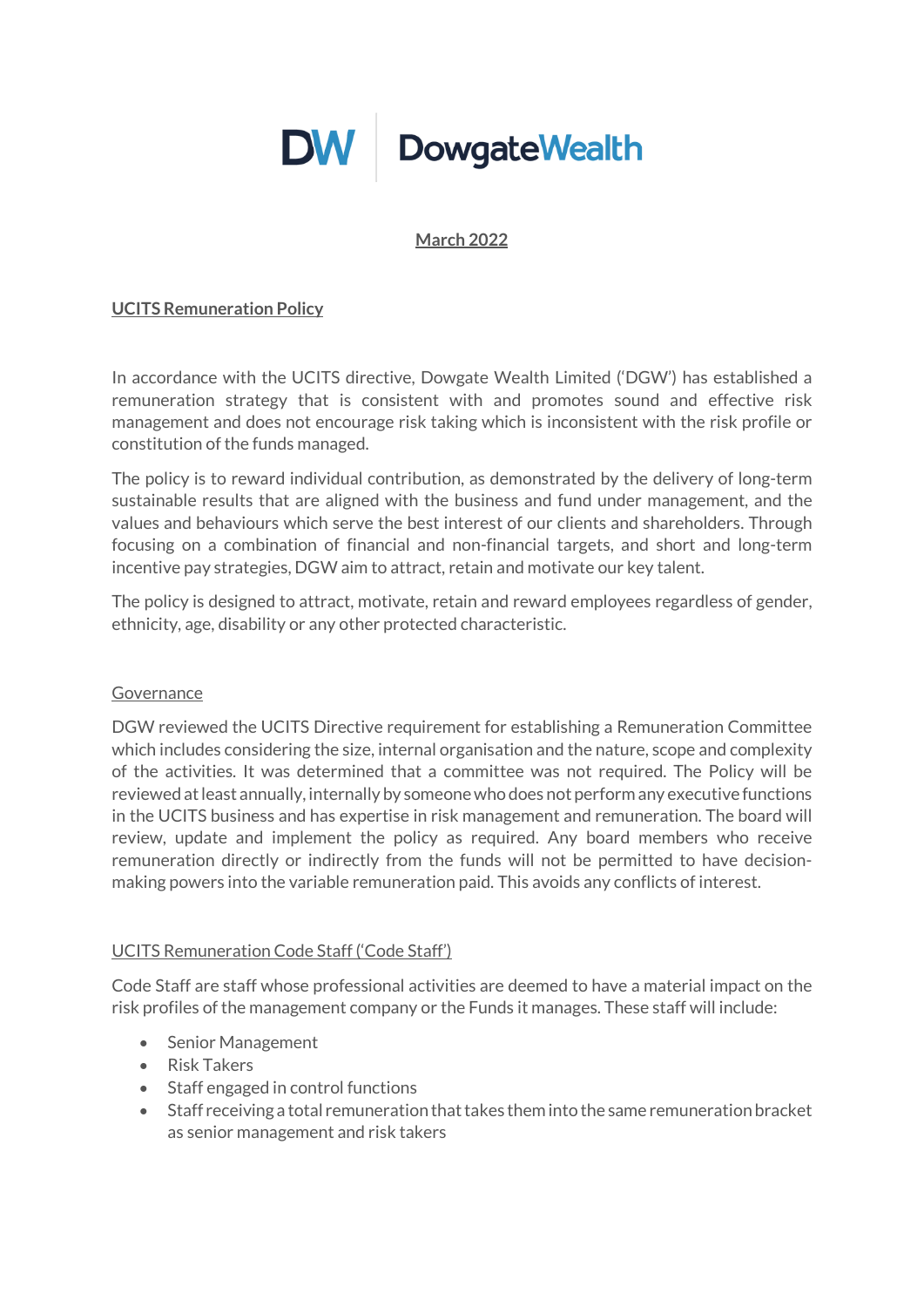**DW | DowgateWealth**

**March 2022**

## UCITS Remuneration Policy

In accordance with the UCITS directive, Dowgate Wealth Limited ('DGW') has established a remuneration strategy that is consistent with and promotes sound and effective risk management and does not encourage risk taking which is inconsistent with the risk profile or constitution of the funds managed.

The policy is to reward individual contribution, as demonstrated by the delivery of long-term sustainable results that are aligned with the business and fund under management, and the values and behaviours which serve the best interest of our clients and shareholders. Through focusing on a combination of financial and non-financial targets, and short and long-term incentive pay strategies, DGW aim to attract, retain and motivate our key talent.

The policy is designed to attract, motivate, retain and reward employees regardless of gender, ethnicity, age, disability or any other protected characteristic.

### Governance

DGW reviewed the UCITS Directive requirement for establishing a Remuneration Committee which includes considering the size, internal organisation and the nature, scope and complexity of the activities. It was determined that a committee was not required. The Policy will be reviewed at least annually, internally by someone who does not perform any executive functions in the UCITS business and has expertise in risk management and remuneration. The board will review, update and implement the policy as required. Any board members who receive remuneration directly or indirectly from the funds will not be permitted to have decision-making powers into the variable remuneration paid. This avoids any conflicts of interest.

### UCITS Remuneration Code Staff ('Code Staff')

Code Staff are staff whose professional activities are deemed to have a material impact on the risk profiles of the management company or the Funds it manages. These staff will include:

- Senior Management
- Risk Takers
- Staff engaged in control functions
- Staff receiving a total remuneration that takes them into the same remuneration bracket as senior management and risk takers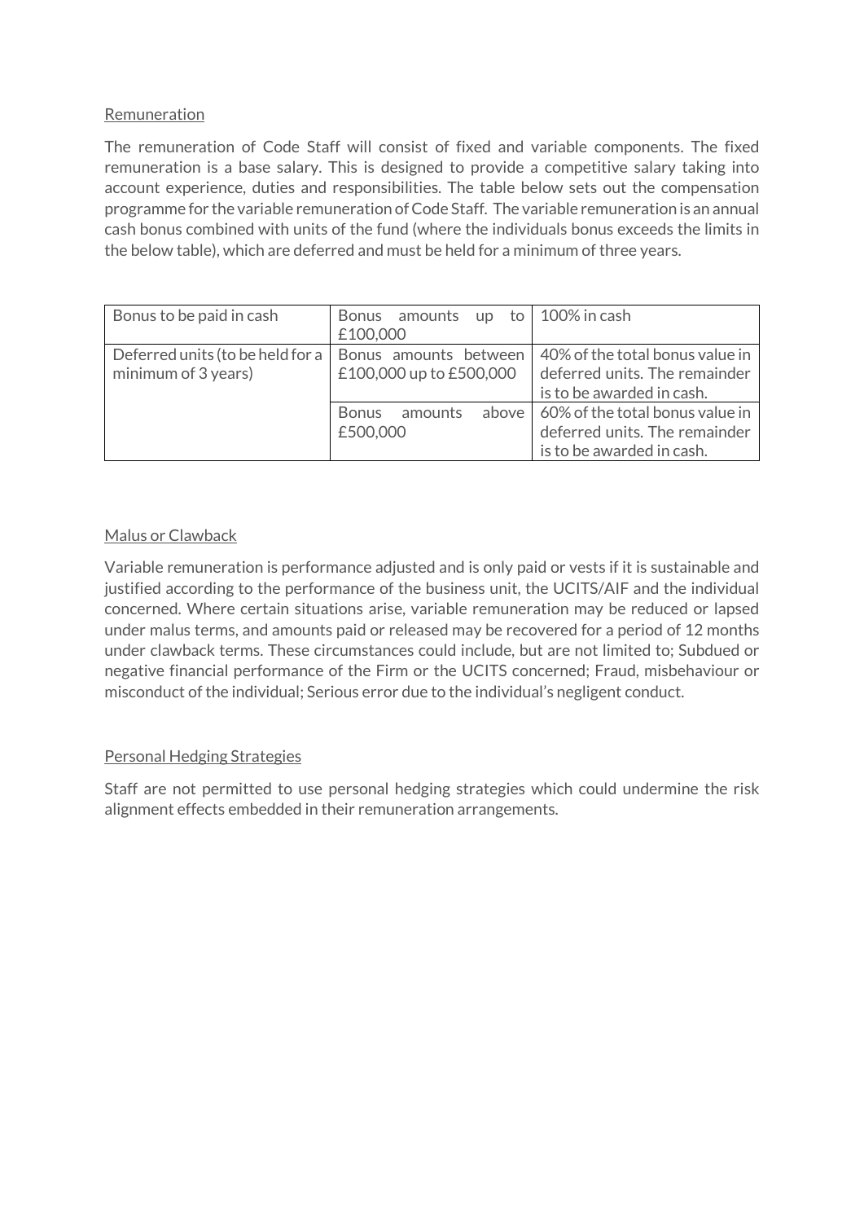Remuneration

The remuneration of Code Staff will consist of fixed and variable components. The fixed remuneration is a base salary. This is designed to provide a competitive salary taking into account experience, duties and responsibilities. The table below sets out the compensation programme for the variable remuneration of Code Staff. The variable remuneration is an annual cash bonus combined with units of the fund (where the individuals bonus exceeds the limits in the below table), which are deferred and must be held for a minimum of three years.

| | | |
|---|---|---|
| Bonus to be paid in cash | Bonus amounts up to £100,000 | 100% in cash |
| Deferred units (to be held for a minimum of 3 years) | Bonus amounts between £100,000 up to £500,000 | 40% of the total bonus value in deferred units. The remainder is to be awarded in cash. |
| | Bonus amounts above £500,000 | 60% of the total bonus value in deferred units. The remainder is to be awarded in cash. |

Malus or Clawback

Variable remuneration is performance adjusted and is only paid or vests if it is sustainable and justified according to the performance of the business unit, the UCITS/AIF and the individual concerned. Where certain situations arise, variable remuneration may be reduced or lapsed under malus terms, and amounts paid or released may be recovered for a period of 12 months under clawback terms. These circumstances could include, but are not limited to; Subdued or negative financial performance of the Firm or the UCITS concerned; Fraud, misbehaviour or misconduct of the individual; Serious error due to the individual's negligent conduct.

Personal Hedging Strategies

Staff are not permitted to use personal hedging strategies which could undermine the risk alignment effects embedded in their remuneration arrangements.